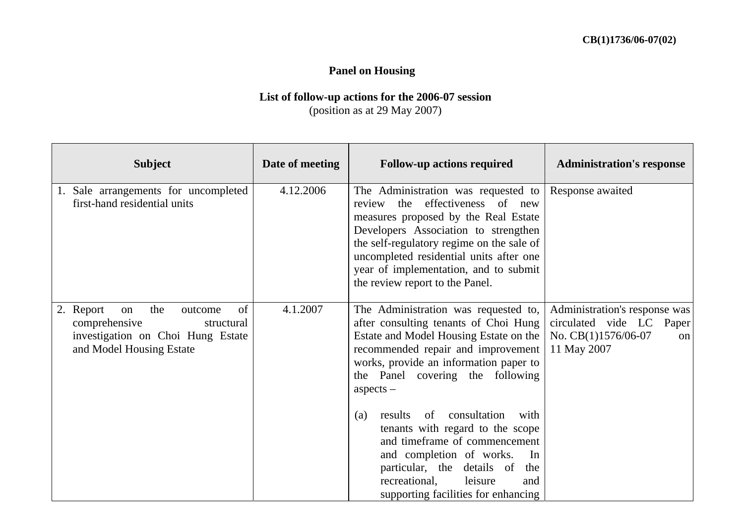CB(1)1736/06-07(02)

**Panel on Housing**

**List of follow-up actions for the 2006-07 session**
(position as at 29 May 2007)

| Subject | Date of meeting | Follow-up actions required | Administration's response |
|---|---|---|---|
| 1. Sale arrangements for uncompleted first-hand residential units | 4.12.2006 | The Administration was requested to review the effectiveness of new measures proposed by the Real Estate Developers Association to strengthen the self-regulatory regime on the sale of uncompleted residential units after one year of implementation, and to submit the review report to the Panel. | Response awaited |
| 2. Report on the outcome of comprehensive structural investigation on Choi Hung Estate and Model Housing Estate | 4.1.2007 | The Administration was requested to, after consulting tenants of Choi Hung Estate and Model Housing Estate on the recommended repair and improvement works, provide an information paper to the Panel covering the following aspects – <br><br> (a) results of consultation with tenants with regard to the scope and timeframe of commencement and completion of works. In particular, the details of the recreational, leisure and supporting facilities for enhancing | Administration's response was circulated vide LC Paper No. CB(1)1576/06-07 on 11 May 2007 |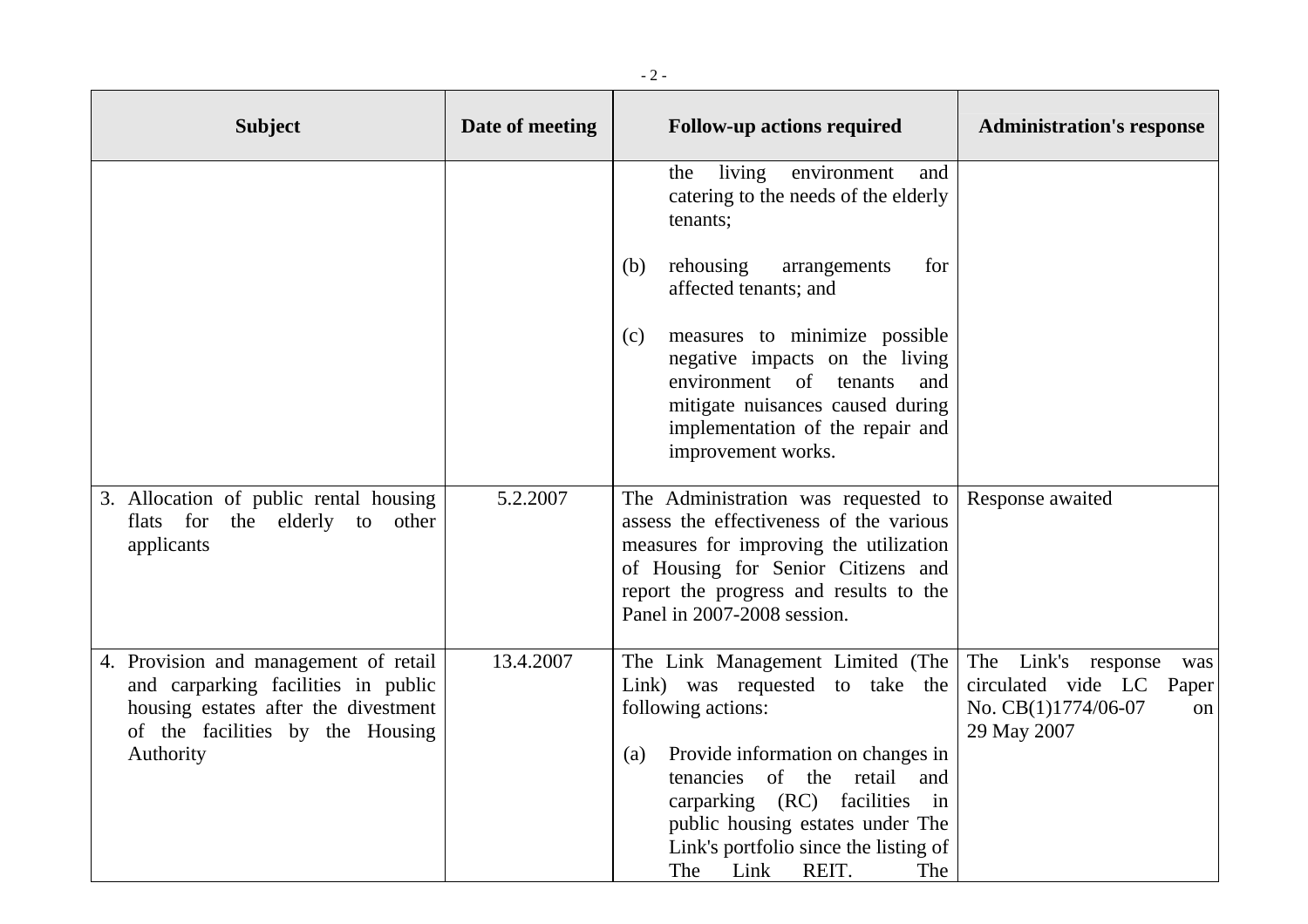| Subject | Date of meeting | Follow-up actions required | Administration's response |
|---|---|---|---|
| | | the living environment and catering to the needs of the elderly tenants;<br><br>(b) rehousing arrangements for affected tenants; and<br><br>(c) measures to minimize possible negative impacts on the living environment of tenants and mitigate nuisances caused during implementation of the repair and improvement works. | |
| 3. Allocation of public rental housing flats for the elderly to other applicants | 5.2.2007 | The Administration was requested to assess the effectiveness of the various measures for improving the utilization of Housing for Senior Citizens and report the progress and results to the Panel in 2007-2008 session. | Response awaited |
| 4. Provision and management of retail and carparking facilities in public housing estates after the divestment of the facilities by the Housing Authority | 13.4.2007 | The Link Management Limited (The Link) was requested to take the following actions:<br><br>(a) Provide information on changes in tenancies of the retail and carparking (RC) facilities in public housing estates under The Link's portfolio since the listing of The Link REIT. The | The Link's response was circulated vide LC Paper No. CB(1)1774/06-07 on 29 May 2007 |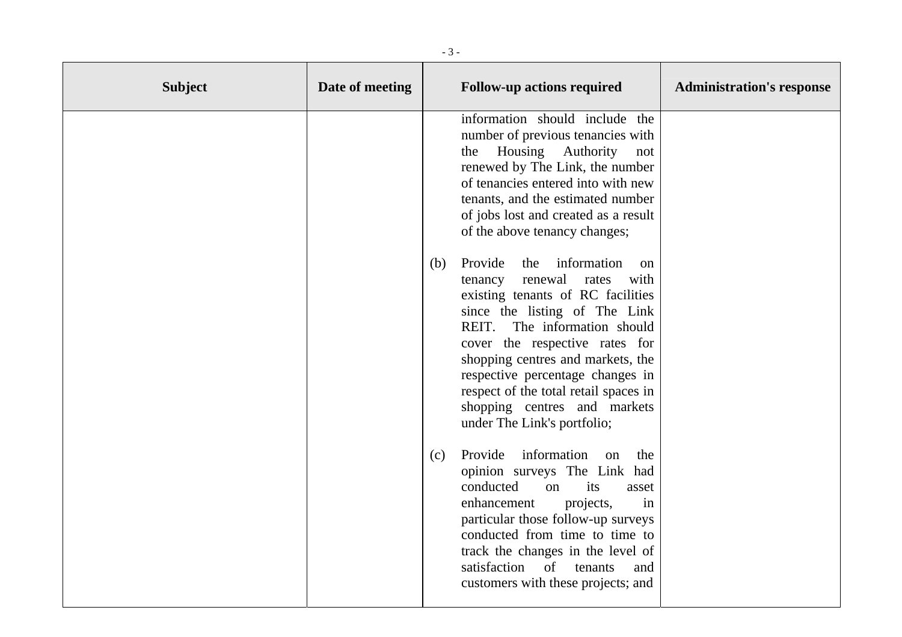| Subject | Date of meeting | Follow-up actions required | Administration's response |
| --- | --- | --- | --- |
| | | information should include the number of previous tenancies with the Housing Authority not renewed by The Link, the number of tenancies entered into with new tenants, and the estimated number of jobs lost and created as a result of the above tenancy changes;<br><br>(b) Provide the information on tenancy renewal rates with existing tenants of RC facilities since the listing of The Link REIT. The information should cover the respective rates for shopping centres and markets, the respective percentage changes in respect of the total retail spaces in shopping centres and markets under The Link's portfolio;<br><br>(c) Provide information on the opinion surveys The Link had conducted on its asset enhancement projects, in particular those follow-up surveys conducted from time to time to track the changes in the level of satisfaction of tenants and customers with these projects; and | |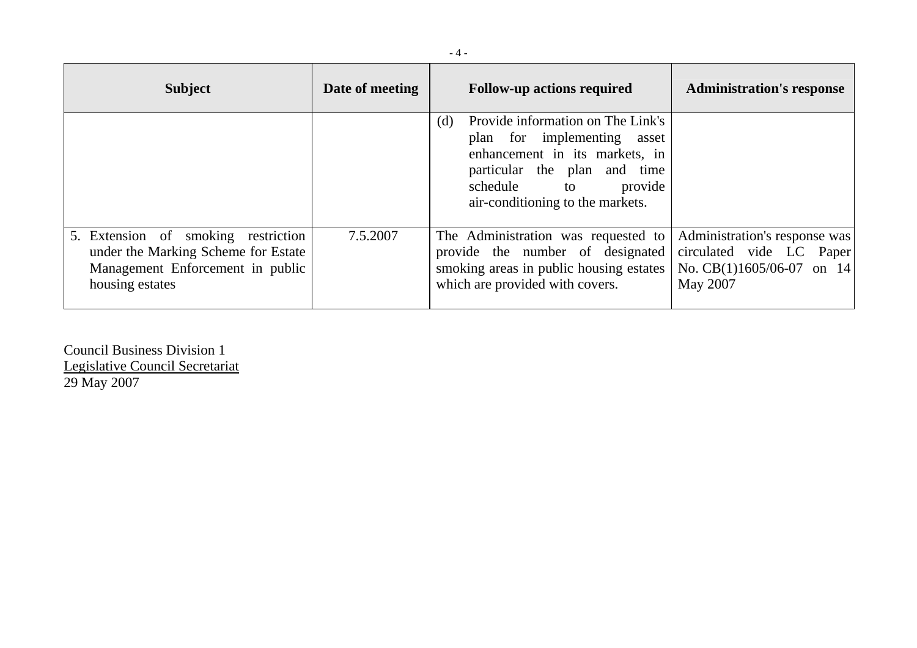| Subject | Date of meeting | Follow-up actions required | Administration's response |
|---|---|---|---|
| | | (d) Provide information on The Link's plan for implementing asset enhancement in its markets, in particular the plan and time schedule to provide air-conditioning to the markets. | |
| 5. Extension of smoking restriction under the Marking Scheme for Estate Management Enforcement in public housing estates | 7.5.2007 | The Administration was requested to provide the number of designated smoking areas in public housing estates which are provided with covers. | Administration's response was circulated vide LC Paper No. CB(1)1605/06-07 on 14 May 2007 |

Council Business Division 1
Legislative Council Secretariat
29 May 2007